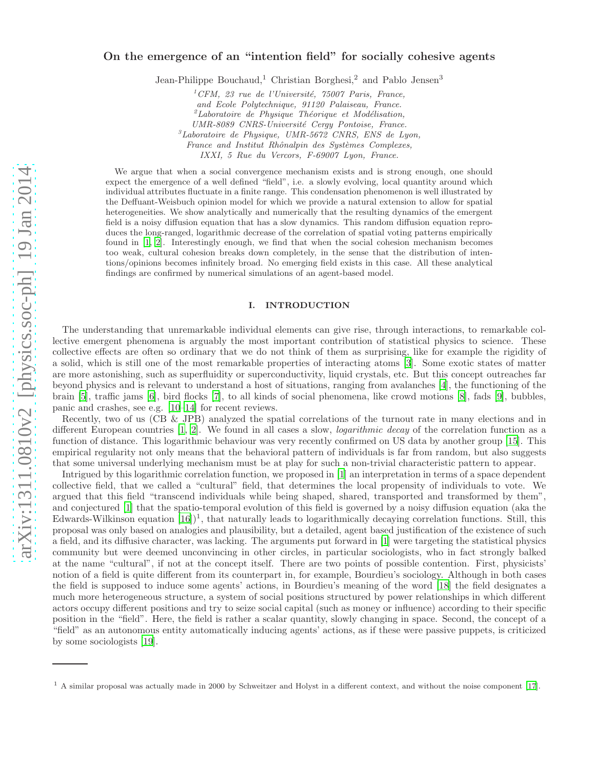# On the emergence of an "intention field" for socially cohesive agents

Jean-Philippe Bouchaud,[1] Christian Borghesi,[2] and Pablo Jensen[3]

[1] CFM, 23 rue de l'Université, 75007 Paris, France, and Ecole Polytechnique, 91120 Palaiseau, France.

[2] Laboratoire de Physique Théorique et Modélisation, UMR-8089 CNRS-Université Cergy Pontoise, France.

[3] Laboratoire de Physique, UMR-5672 CNRS, ENS de Lyon, France and Institut Rhônalpin des Systèmes Complexes, IXXI, 5 Rue du Vercors, F-69007 Lyon, France.

We argue that when a social convergence mechanism exists and is strong enough, one should expect the emergence of a well defined "field", i.e. a slowly evolving, local quantity around which individual attributes fluctuate in a finite range. This condensation phenomenon is well illustrated by the Deffuant-Weisbuch opinion model for which we provide a natural extension to allow for spatial heterogeneities. We show analytically and numerically that the resulting dynamics of the emergent field is a noisy diffusion equation that has a slow dynamics. This random diffusion equation reproduces the long-ranged, logarithmic decrease of the correlation of spatial voting patterns empirically found in [1, 2]. Interestingly enough, we find that when the social cohesion mechanism becomes too weak, cultural cohesion breaks down completely, in the sense that the distribution of intentions/opinions becomes infinitely broad. No emerging field exists in this case. All these analytical findings are confirmed by numerical simulations of an agent-based model.

## I. INTRODUCTION

The understanding that unremarkable individual elements can give rise, through interactions, to remarkable collective emergent phenomena is arguably the most important contribution of statistical physics to science. These collective effects are often so ordinary that we do not think of them as surprising, like for example the rigidity of a solid, which is still one of the most remarkable properties of interacting atoms [3]. Some exotic states of matter are more astonishing, such as superfluidity or superconductivity, liquid crystals, etc. But this concept outreaches far beyond physics and is relevant to understand a host of situations, ranging from avalanches [4], the functioning of the brain [5], traffic jams [6], bird flocks [7], to all kinds of social phenomena, like crowd motions [8], fads [9], bubbles, panic and crashes, see e.g. [10–14] for recent reviews.

Recently, two of us (CB & JPB) analyzed the spatial correlations of the turnout rate in many elections and in different European countries [1, 2]. We found in all cases a slow, *logarithmic decay* of the correlation function as a function of distance. This logarithmic behaviour was very recently confirmed on US data by another group [15]. This empirical regularity not only means that the behavioral pattern of individuals is far from random, but also suggests that some universal underlying mechanism must be at play for such a non-trivial characteristic pattern to appear.

Intrigued by this logarithmic correlation function, we proposed in [1] an interpretation in terms of a space dependent collective field, that we called a "cultural" field, that determines the local propensity of individuals to vote. We argued that this field "transcend individuals while being shaped, shared, transported and transformed by them", and conjectured [1] that the spatio-temporal evolution of this field is governed by a noisy diffusion equation (aka the Edwards-Wilkinson equation [16])[1], that naturally leads to logarithmically decaying correlation functions. Still, this proposal was only based on analogies and plausibility, but a detailed, agent based justification of the existence of such a field, and its diffusive character, was lacking. The arguments put forward in [1] were targeting the statistical physics community but were deemed unconvincing in other circles, in particular sociologists, who in fact strongly balked at the name "cultural", if not at the concept itself. There are two points of possible contention. First, physicists' notion of a field is quite different from its counterpart in, for example, Bourdieu's sociology. Although in both cases the field is supposed to induce some agents' actions, in Bourdieu's meaning of the word [18] the field designates a much more heterogeneous structure, a system of social positions structured by power relationships in which different actors occupy different positions and try to seize social capital (such as money or influence) according to their specific position in the "field". Here, the field is rather a scalar quantity, slowly changing in space. Second, the concept of a "field" as an autonomous entity automatically inducing agents' actions, as if these were passive puppets, is criticized by some sociologists [19].

---

[1] A similar proposal was actually made in 2000 by Schweitzer and Holyst in a different context, and without the noise component [17].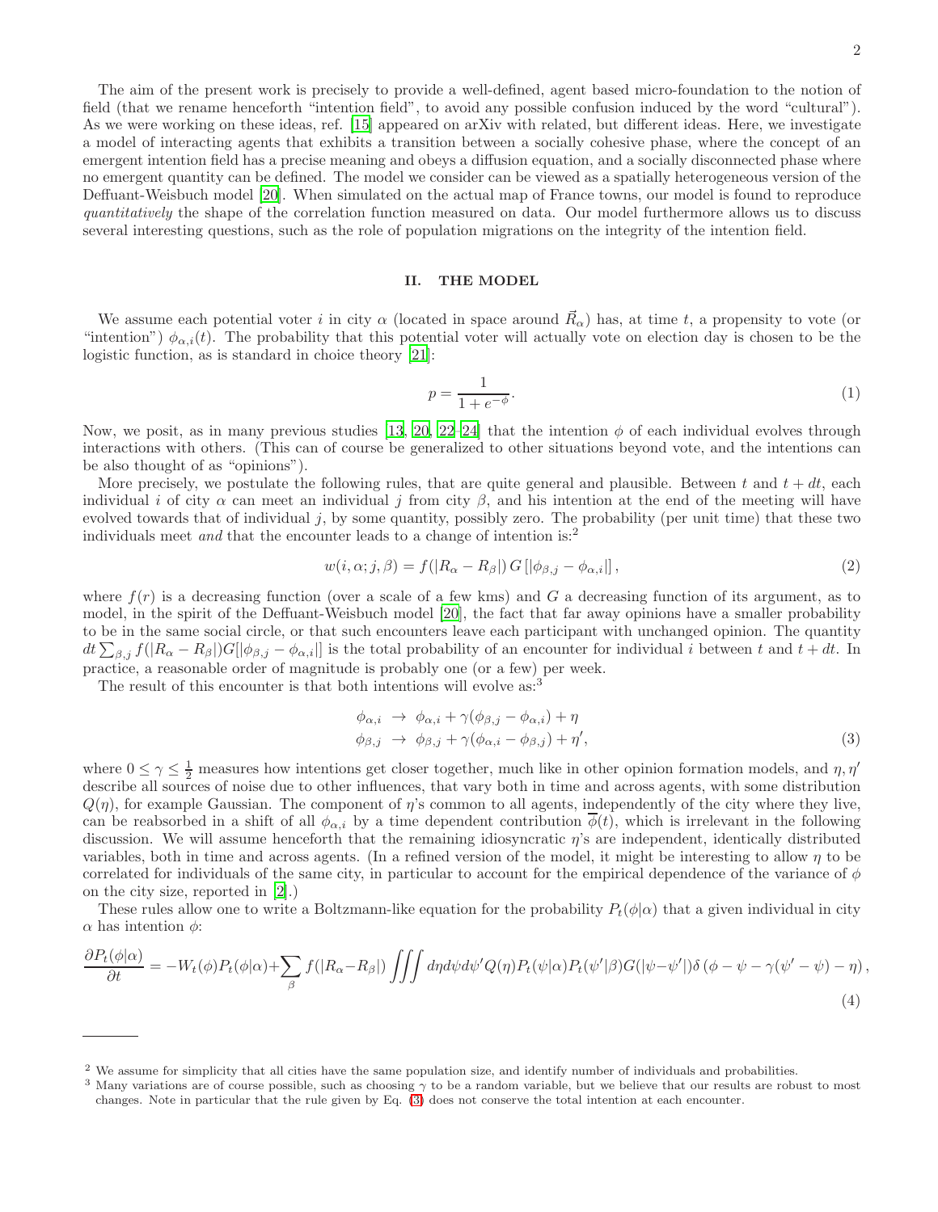The aim of the present work is precisely to provide a well-defined, agent based micro-foundation to the notion of field (that we rename henceforth "intention field", to avoid any possible confusion induced by the word "cultural"). As we were working on these ideas, ref. [15] appeared on arXiv with related, but different ideas. Here, we investigate a model of interacting agents that exhibits a transition between a socially cohesive phase, where the concept of an emergent intention field has a precise meaning and obeys a diffusion equation, and a socially disconnected phase where no emergent quantity can be defined. The model we consider can be viewed as a spatially heterogeneous version of the Deffuant-Weisbuch model [20]. When simulated on the actual map of France towns, our model is found to reproduce *quantitatively* the shape of the correlation function measured on data. Our model furthermore allows us to discuss several interesting questions, such as the role of population migrations on the integrity of the intention field.

## II. THE MODEL

We assume each potential voter $i$ in city $\alpha$ (located in space around $\vec{R}_\alpha$) has, at time $t$, a propensity to vote (or "intention") $\phi_{\alpha,i}(t)$. The probability that this potential voter will actually vote on election day is chosen to be the logistic function, as is standard in choice theory [21]:

$$p = \frac{1}{1+e^{-\phi}}. \tag{1}$$

Now, we posit, as in many previous studies [13, 20, 22–24] that the intention $\phi$ of each individual evolves through interactions with others. (This can of course be generalized to other situations beyond vote, and the intentions can be also thought of as "opinions").

More precisely, we postulate the following rules, that are quite general and plausible. Between $t$ and $t+dt$, each individual $i$ of city $\alpha$ can meet an individual $j$ from city $\beta$, and his intention at the end of the meeting will have evolved towards that of individual $j$, by some quantity, possibly zero. The probability (per unit time) that these two individuals meet *and* that the encounter leads to a change of intention is:[2]

$$w(i,\alpha;j,\beta) = f(|R_\alpha - R_\beta|)\, G\left[|\phi_{\beta,j} - \phi_{\alpha,i}|\right], \tag{2}$$

where $f(r)$ is a decreasing function (over a scale of a few kms) and $G$ a decreasing function of its argument, as to model, in the spirit of the Deffuant-Weisbuch model [20], the fact that far away opinions have a smaller probability to be in the same social circle, or that such encounters leave each participant with unchanged opinion. The quantity $dt\sum_{\beta,j} f(|R_\alpha - R_\beta|)G[|\phi_{\beta,j} - \phi_{\alpha,i}|]$ is the total probability of an encounter for individual $i$ between $t$ and $t+dt$. In practice, a reasonable order of magnitude is probably one (or a few) per week.

The result of this encounter is that both intentions will evolve as:[3]

$$\begin{aligned}
\phi_{\alpha,i} &\rightarrow \phi_{\alpha,i} + \gamma(\phi_{\beta,j} - \phi_{\alpha,i}) + \eta \\
\phi_{\beta,j} &\rightarrow \phi_{\beta,j} + \gamma(\phi_{\alpha,i} - \phi_{\beta,j}) + \eta',
\end{aligned} \tag{3}$$

where $0 \leq \gamma \leq \frac{1}{2}$ measures how intentions get closer together, much like in other opinion formation models, and $\eta, \eta'$ describe all sources of noise due to other influences, that vary both in time and across agents, with some distribution $Q(\eta)$, for example Gaussian. The component of $\eta$'s common to all agents, independently of the city where they live, can be reabsorbed in a shift of all $\phi_{\alpha,i}$ by a time dependent contribution $\overline{\phi}(t)$, which is irrelevant in the following discussion. We will assume henceforth that the remaining idiosyncratic $\eta$'s are independent, identically distributed variables, both in time and across agents. (In a refined version of the model, it might be interesting to allow $\eta$ to be correlated for individuals of the same city, in particular to account for the empirical dependence of the variance of $\phi$ on the city size, reported in [2].)

These rules allow one to write a Boltzmann-like equation for the probability $P_t(\phi|\alpha)$ that a given individual in city $\alpha$ has intention $\phi$:

$$\frac{\partial P_t(\phi|\alpha)}{\partial t} = -W_t(\phi)P_t(\phi|\alpha) + \sum_\beta f(|R_\alpha - R_\beta|) \iiint d\eta d\psi d\psi' Q(\eta) P_t(\psi|\alpha) P_t(\psi'|\beta) G(|\psi - \psi'|)\, \delta\left(\phi - \psi - \gamma(\psi' - \psi) - \eta\right), \tag{4}$$

---

[2] We assume for simplicity that all cities have the same population size, and identify number of individuals and probabilities.

[3] Many variations are of course possible, such as choosing $\gamma$ to be a random variable, but we believe that our results are robust to most changes. Note in particular that the rule given by Eq. (3) does not conserve the total intention at each encounter.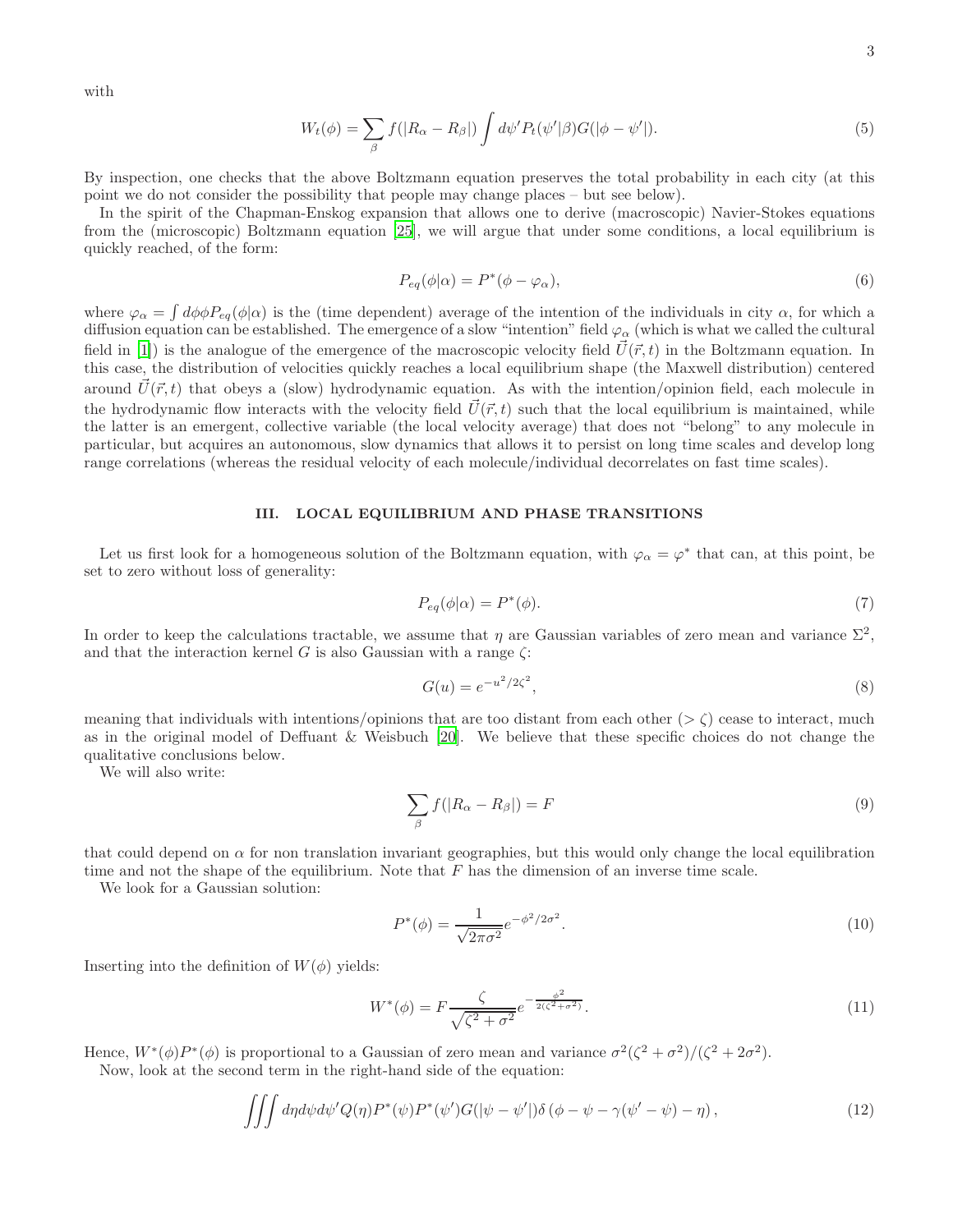with

$$W_t(\phi) = \sum_\beta f(|R_\alpha - R_\beta|) \int d\psi' P_t(\psi'|\beta) G(|\phi - \psi'|). \tag{5}$$

By inspection, one checks that the above Boltzmann equation preserves the total probability in each city (at this point we do not consider the possibility that people may change places – but see below).

In the spirit of the Chapman-Enskog expansion that allows one to derive (macroscopic) Navier-Stokes equations from the (microscopic) Boltzmann equation [25], we will argue that under some conditions, a local equilibrium is quickly reached, of the form:

$$P_{eq}(\phi|\alpha) = P^*(\phi - \varphi_\alpha), \tag{6}$$

where $\varphi_\alpha = \int d\phi \phi P_{eq}(\phi|\alpha)$ is the (time dependent) average of the intention of the individuals in city $\alpha$, for which a diffusion equation can be established. The emergence of a slow "intention" field $\varphi_\alpha$ (which is what we called the cultural field in [1]) is the analogue of the emergence of the macroscopic velocity field $\vec{U}(\vec{r}, t)$ in the Boltzmann equation. In this case, the distribution of velocities quickly reaches a local equilibrium shape (the Maxwell distribution) centered around $\vec{U}(\vec{r}, t)$ that obeys a (slow) hydrodynamic equation. As with the intention/opinion field, each molecule in the hydrodynamic flow interacts with the velocity field $\vec{U}(\vec{r}, t)$ such that the local equilibrium is maintained, while the latter is an emergent, collective variable (the local velocity average) that does not "belong" to any molecule in particular, but acquires an autonomous, slow dynamics that allows it to persist on long time scales and develop long range correlations (whereas the residual velocity of each molecule/individual decorrelates on fast time scales).

## III. LOCAL EQUILIBRIUM AND PHASE TRANSITIONS

Let us first look for a homogeneous solution of the Boltzmann equation, with $\varphi_\alpha = \varphi^*$ that can, at this point, be set to zero without loss of generality:

$$P_{eq}(\phi|\alpha) = P^*(\phi). \tag{7}$$

In order to keep the calculations tractable, we assume that $\eta$ are Gaussian variables of zero mean and variance $\Sigma^2$, and that the interaction kernel $G$ is also Gaussian with a range $\zeta$:

$$G(u) = e^{-u^2/2\zeta^2}, \tag{8}$$

meaning that individuals with intentions/opinions that are too distant from each other ($> \zeta$) cease to interact, much as in the original model of Deffuant & Weisbuch [20]. We believe that these specific choices do not change the qualitative conclusions below.

We will also write:

$$\sum_\beta f(|R_\alpha - R_\beta|) = F \tag{9}$$

that could depend on $\alpha$ for non translation invariant geographies, but this would only change the local equilibration time and not the shape of the equilibrium. Note that $F$ has the dimension of an inverse time scale.

We look for a Gaussian solution:

$$P^*(\phi) = \frac{1}{\sqrt{2\pi\sigma^2}} e^{-\phi^2/2\sigma^2}. \tag{10}$$

Inserting into the definition of $W(\phi)$ yields:

$$W^*(\phi) = F \frac{\zeta}{\sqrt{\zeta^2 + \sigma^2}} e^{-\frac{\phi^2}{2(\zeta^2+\sigma^2)}}. \tag{11}$$

Hence, $W^*(\phi)P^*(\phi)$ is proportional to a Gaussian of zero mean and variance $\sigma^2(\zeta^2 + \sigma^2)/(\zeta^2 + 2\sigma^2)$.

Now, look at the second term in the right-hand side of the equation:

$$\iiint d\eta d\psi d\psi' Q(\eta) P^*(\psi) P^*(\psi') G(|\psi - \psi'|) \delta(\phi - \psi - \gamma(\psi' - \psi) - \eta), \tag{12}$$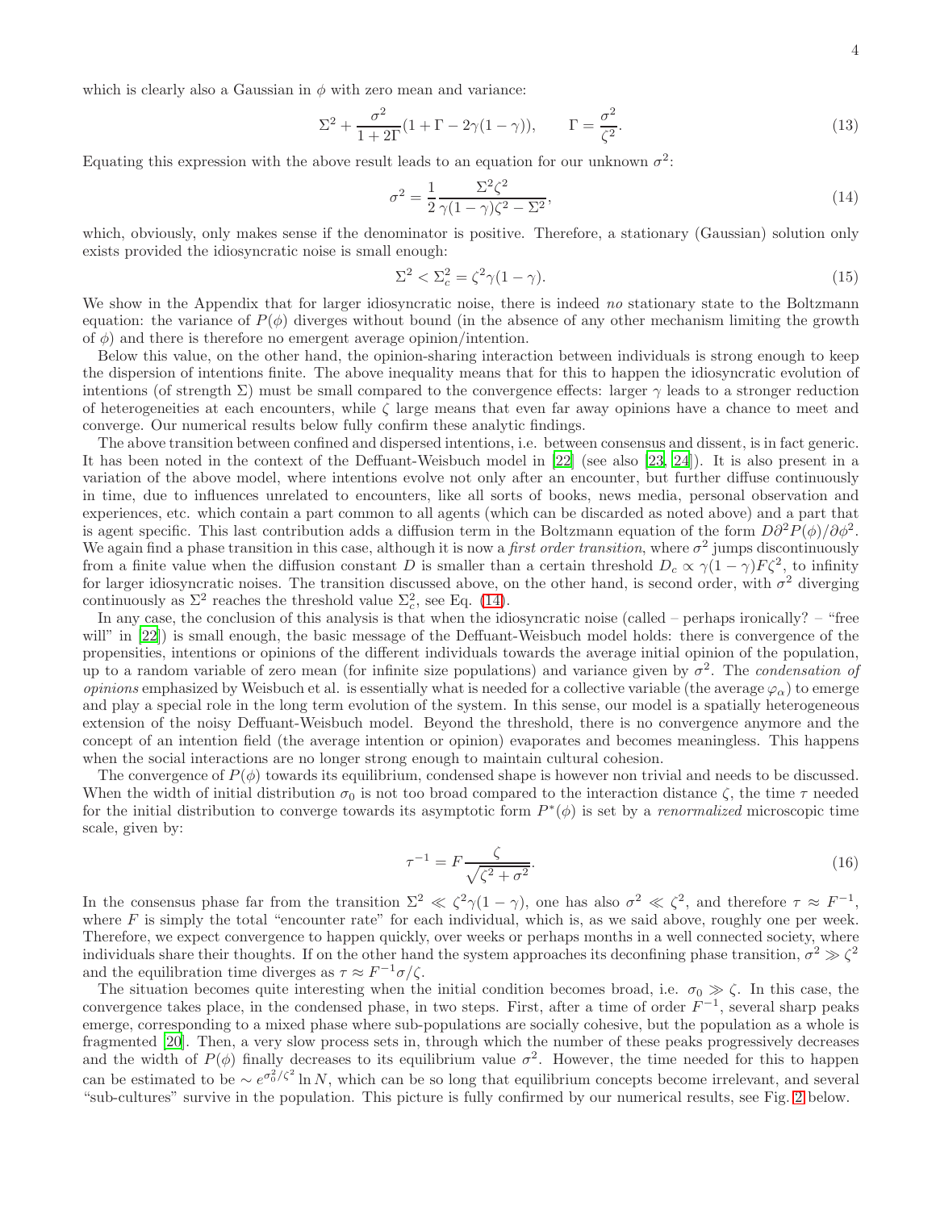which is clearly also a Gaussian in $\phi$ with zero mean and variance:

$$\Sigma^2 + \frac{\sigma^2}{1+2\Gamma}(1 + \Gamma - 2\gamma(1-\gamma)), \qquad \Gamma = \frac{\sigma^2}{\zeta^2}. \tag{13}$$

Equating this expression with the above result leads to an equation for our unknown $\sigma^2$:

$$\sigma^2 = \frac{1}{2}\frac{\Sigma^2\zeta^2}{\gamma(1-\gamma)\zeta^2 - \Sigma^2}, \tag{14}$$

which, obviously, only makes sense if the denominator is positive. Therefore, a stationary (Gaussian) solution only exists provided the idiosyncratic noise is small enough:

$$\Sigma^2 < \Sigma_c^2 = \zeta^2\gamma(1-\gamma). \tag{15}$$

We show in the Appendix that for larger idiosyncratic noise, there is indeed *no* stationary state to the Boltzmann equation: the variance of $P(\phi)$ diverges without bound (in the absence of any other mechanism limiting the growth of $\phi$) and there is therefore no emergent average opinion/intention.

Below this value, on the other hand, the opinion-sharing interaction between individuals is strong enough to keep the dispersion of intentions finite. The above inequality means that for this to happen the idiosyncratic evolution of intentions (of strength $\Sigma$) must be small compared to the convergence effects: larger $\gamma$ leads to a stronger reduction of heterogeneities at each encounters, while $\zeta$ large means that even far away opinions have a chance to meet and converge. Our numerical results below fully confirm these analytic findings.

The above transition between confined and dispersed intentions, i.e. between consensus and dissent, is in fact generic. It has been noted in the context of the Deffuant-Weisbuch model in [22] (see also [23, 24]). It is also present in a variation of the above model, where intentions evolve not only after an encounter, but further diffuse continuously in time, due to influences unrelated to encounters, like all sorts of books, news media, personal observation and experiences, etc. which contain a part common to all agents (which can be discarded as noted above) and a part that is agent specific. This last contribution adds a diffusion term in the Boltzmann equation of the form $D\partial^2 P(\phi)/\partial\phi^2$. We again find a phase transition in this case, although it is now a *first order transition*, where $\sigma^2$ jumps discontinuously from a finite value when the diffusion constant $D$ is smaller than a certain threshold $D_c \propto \gamma(1-\gamma)F\zeta^2$, to infinity for larger idiosyncratic noises. The transition discussed above, on the other hand, is second order, with $\sigma^2$ diverging continuously as $\Sigma^2$ reaches the threshold value $\Sigma_c^2$, see Eq. (14).

In any case, the conclusion of this analysis is that when the idiosyncratic noise (called – perhaps ironically? – "free will" in [22]) is small enough, the basic message of the Deffuant-Weisbuch model holds: there is convergence of the propensities, intentions or opinions of the different individuals towards the average initial opinion of the population, up to a random variable of zero mean (for infinite size populations) and variance given by $\sigma^2$. The *condensation of opinions* emphasized by Weisbuch et al. is essentially what is needed for a collective variable (the average $\varphi_\alpha$) to emerge and play a special role in the long term evolution of the system. In this sense, our model is a spatially heterogeneous extension of the noisy Deffuant-Weisbuch model. Beyond the threshold, there is no convergence anymore and the concept of an intention field (the average intention or opinion) evaporates and becomes meaningless. This happens when the social interactions are no longer strong enough to maintain cultural cohesion.

The convergence of $P(\phi)$ towards its equilibrium, condensed shape is however non trivial and needs to be discussed. When the width of initial distribution $\sigma_0$ is not too broad compared to the interaction distance $\zeta$, the time $\tau$ needed for the initial distribution to converge towards its asymptotic form $P^*(\phi)$ is set by a *renormalized* microscopic time scale, given by:

$$\tau^{-1} = F\frac{\zeta}{\sqrt{\zeta^2 + \sigma^2}}. \tag{16}$$

In the consensus phase far from the transition $\Sigma^2 \ll \zeta^2\gamma(1-\gamma)$, one has also $\sigma^2 \ll \zeta^2$, and therefore $\tau \approx F^{-1}$, where $F$ is simply the total "encounter rate" for each individual, which is, as we said above, roughly one per week. Therefore, we expect convergence to happen quickly, over weeks or perhaps months in a well connected society, where individuals share their thoughts. If on the other hand the system approaches its deconfining phase transition, $\sigma^2 \gg \zeta^2$ and the equilibration time diverges as $\tau \approx F^{-1}\sigma/\zeta$.

The situation becomes quite interesting when the initial condition becomes broad, i.e. $\sigma_0 \gg \zeta$. In this case, the convergence takes place, in the condensed phase, in two steps. First, after a time of order $F^{-1}$, several sharp peaks emerge, corresponding to a mixed phase where sub-populations are socially cohesive, but the population as a whole is fragmented [20]. Then, a very slow process sets in, through which the number of these peaks progressively decreases and the width of $P(\phi)$ finally decreases to its equilibrium value $\sigma^2$. However, the time needed for this to happen can be estimated to be $\sim e^{\sigma_0^2/\zeta^2}\ln N$, which can be so long that equilibrium concepts become irrelevant, and several "sub-cultures" survive in the population. This picture is fully confirmed by our numerical results, see Fig. 2 below.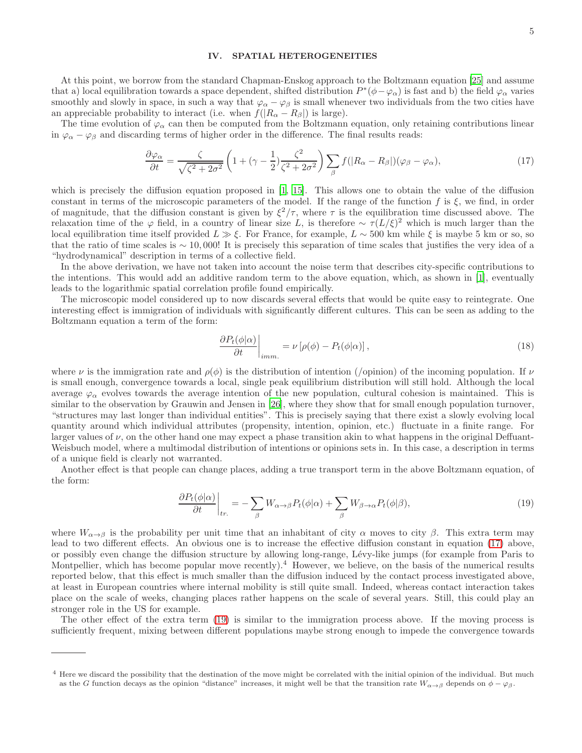## IV. SPATIAL HETEROGENEITIES

At this point, we borrow from the standard Chapman-Enskog approach to the Boltzmann equation [25] and assume that a) local equilibration towards a space dependent, shifted distribution $P^*(\phi - \varphi_\alpha)$ is fast and b) the field $\varphi_\alpha$ varies smoothly and slowly in space, in such a way that $\varphi_\alpha - \varphi_\beta$ is small whenever two individuals from the two cities have an appreciable probability to interact (i.e. when $f(|R_\alpha - R_\beta|)$ is large).

The time evolution of $\varphi_\alpha$ can then be computed from the Boltzmann equation, only retaining contributions linear in $\varphi_\alpha - \varphi_\beta$ and discarding terms of higher order in the difference. The final results reads:

$$\frac{\partial \varphi_\alpha}{\partial t} = \frac{\zeta}{\sqrt{\zeta^2 + 2\sigma^2}} \left( 1 + (\gamma - \frac{1}{2}) \frac{\zeta^2}{\zeta^2 + 2\sigma^2} \right) \sum_\beta f(|R_\alpha - R_\beta|)(\varphi_\beta - \varphi_\alpha), \tag{17}$$

which is precisely the diffusion equation proposed in [1, 15]. This allows one to obtain the value of the diffusion constant in terms of the microscopic parameters of the model. If the range of the function $f$ is $\xi$, we find, in order of magnitude, that the diffusion constant is given by $\xi^2/\tau$, where $\tau$ is the equilibration time discussed above. The relaxation time of the $\varphi$ field, in a country of linear size $L$, is therefore $\sim \tau(L/\xi)^2$ which is much larger than the local equilibration time itself provided $L \gg \xi$. For France, for example, $L \sim 500$ km while $\xi$ is maybe 5 km or so, so that the ratio of time scales is $\sim 10,000$! It is precisely this separation of time scales that justifies the very idea of a "hydrodynamical" description in terms of a collective field.

In the above derivation, we have not taken into account the noise term that describes city-specific contributions to the intentions. This would add an additive random term to the above equation, which, as shown in [1], eventually leads to the logarithmic spatial correlation profile found empirically.

The microscopic model considered up to now discards several effects that would be quite easy to reintegrate. One interesting effect is immigration of individuals with significantly different cultures. This can be seen as adding to the Boltzmann equation a term of the form:

$$\left. \frac{\partial P_t(\phi|\alpha)}{\partial t} \right|_{imm.} = \nu \left[ \rho(\phi) - P_t(\phi|\alpha) \right], \tag{18}$$

where $\nu$ is the immigration rate and $\rho(\phi)$ is the distribution of intention (/opinion) of the incoming population. If $\nu$ is small enough, convergence towards a local, single peak equilibrium distribution will still hold. Although the local average $\varphi_\alpha$ evolves towards the average intention of the new population, cultural cohesion is maintained. This is similar to the observation by Grauwin and Jensen in [26], where they show that for small enough population turnover, "structures may last longer than individual entities". This is precisely saying that there exist a slowly evolving local quantity around which individual attributes (propensity, intention, opinion, etc.) fluctuate in a finite range. For larger values of $\nu$, on the other hand one may expect a phase transition akin to what happens in the original Deffuant-Weisbuch model, where a multimodal distribution of intentions or opinions sets in. In this case, a description in terms of a unique field is clearly not warranted.

Another effect is that people can change places, adding a true transport term in the above Boltzmann equation, of the form:

$$\left. \frac{\partial P_t(\phi|\alpha)}{\partial t} \right|_{tr.} = -\sum_\beta W_{\alpha \to \beta} P_t(\phi|\alpha) + \sum_\beta W_{\beta \to \alpha} P_t(\phi|\beta), \tag{19}$$

where $W_{\alpha \to \beta}$ is the probability per unit time that an inhabitant of city $\alpha$ moves to city $\beta$. This extra term may lead to two different effects. An obvious one is to increase the effective diffusion constant in equation (17) above, or possibly even change the diffusion structure by allowing long-range, Lévy-like jumps (for example from Paris to Montpellier, which has become popular move recently).[4] However, we believe, on the basis of the numerical results reported below, that this effect is much smaller than the diffusion induced by the contact process investigated above, at least in European countries where internal mobility is still quite small. Indeed, whereas contact interaction takes place on the scale of weeks, changing places rather happens on the scale of several years. Still, this could play an stronger role in the US for example.

The other effect of the extra term (19) is similar to the immigration process above. If the moving process is sufficiently frequent, mixing between different populations maybe strong enough to impede the convergence towards

---

[4] Here we discard the possibility that the destination of the move might be correlated with the initial opinion of the individual. But much as the $G$ function decays as the opinion "distance" increases, it might well be that the transition rate $W_{\alpha \to \beta}$ depends on $\phi - \varphi_\beta$.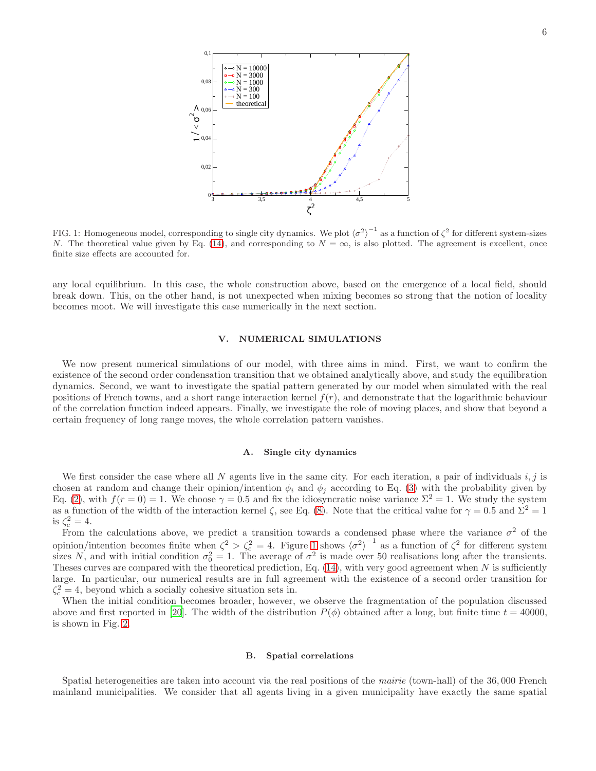FIG. 1: Homogeneous model, corresponding to single city dynamics. We plot $\langle\sigma^2\rangle^{-1}$ as a function of $\zeta^2$ for different system-sizes $N$. The theoretical value given by Eq. (14), and corresponding to $N = \infty$, is also plotted. The agreement is excellent, once finite size effects are accounted for.

any local equilibrium. In this case, the whole construction above, based on the emergence of a local field, should break down. This, on the other hand, is not unexpected when mixing becomes so strong that the notion of locality becomes moot. We will investigate this case numerically in the next section.

## V. NUMERICAL SIMULATIONS

We now present numerical simulations of our model, with three aims in mind. First, we want to confirm the existence of the second order condensation transition that we obtained analytically above, and study the equilibration dynamics. Second, we want to investigate the spatial pattern generated by our model when simulated with the real positions of French towns, and a short range interaction kernel $f(r)$, and demonstrate that the logarithmic behaviour of the correlation function indeed appears. Finally, we investigate the role of moving places, and show that beyond a certain frequency of long range moves, the whole correlation pattern vanishes.

### A. Single city dynamics

We first consider the case where all $N$ agents live in the same city. For each iteration, a pair of individuals $i, j$ is chosen at random and change their opinion/intention $\phi_i$ and $\phi_j$ according to Eq. (3) with the probability given by Eq. (2), with $f(r = 0) = 1$. We choose $\gamma = 0.5$ and fix the idiosyncratic noise variance $\Sigma^2 = 1$. We study the system as a function of the width of the interaction kernel $\zeta$, see Eq. (8). Note that the critical value for $\gamma = 0.5$ and $\Sigma^2 = 1$ is $\zeta_c^2 = 4$.

From the calculations above, we predict a transition towards a condensed phase where the variance $\sigma^2$ of the opinion/intention becomes finite when $\zeta^2 > \zeta_c^2 = 4$. Figure 1 shows $\langle\sigma^2\rangle^{-1}$ as a function of $\zeta^2$ for different system sizes $N$, and with initial condition $\sigma_0^2 = 1$. The average of $\sigma^2$ is made over 50 realisations long after the transients. Theses curves are compared with the theoretical prediction, Eq. (14), with very good agreement when $N$ is sufficiently large. In particular, our numerical results are in full agreement with the existence of a second order transition for $\zeta_c^2 = 4$, beyond which a socially cohesive situation sets in.

When the initial condition becomes broader, however, we observe the fragmentation of the population discussed above and first reported in [20]. The width of the distribution $P(\phi)$ obtained after a long, but finite time $t = 40000$, is shown in Fig. 2.

### B. Spatial correlations

Spatial heterogeneities are taken into account via the real positions of the *mairie* (town-hall) of the 36,000 French mainland municipalities. We consider that all agents living in a given municipality have exactly the same spatial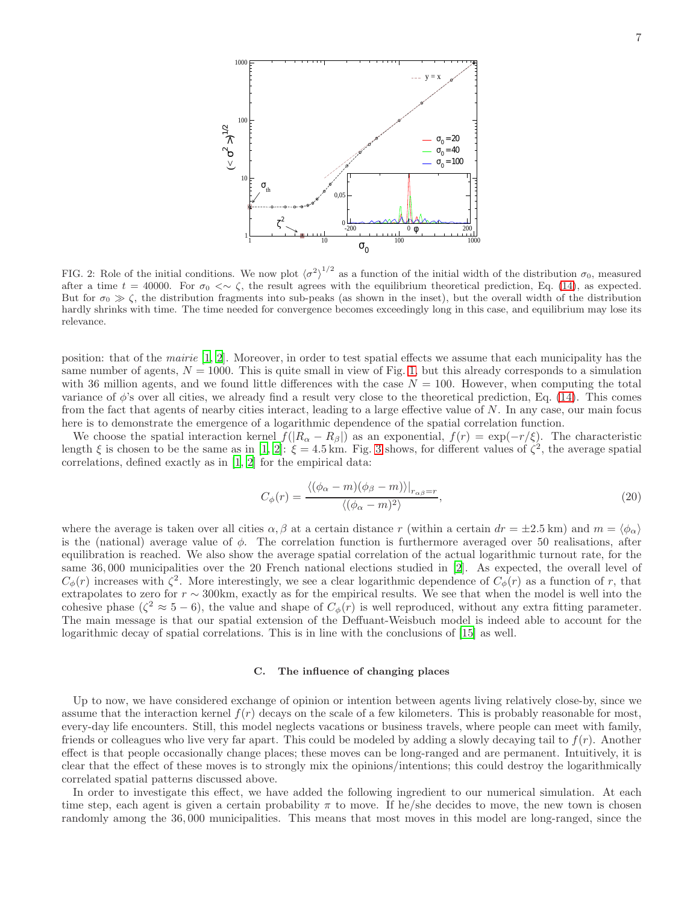FIG. 2: Role of the initial conditions. We now plot $\langle\sigma^2\rangle^{1/2}$ as a function of the initial width of the distribution $\sigma_0$, measured after a time $t = 40000$. For $\sigma_0 <\sim \zeta$, the result agrees with the equilibrium theoretical prediction, Eq. (14), as expected. But for $\sigma_0 \gg \zeta$, the distribution fragments into sub-peaks (as shown in the inset), but the overall width of the distribution hardly shrinks with time. The time needed for convergence becomes exceedingly long in this case, and equilibrium may lose its relevance.

position: that of the *mairie* [1, 2]. Moreover, in order to test spatial effects we assume that each municipality has the same number of agents, $N = 1000$. This is quite small in view of Fig. 1, but this already corresponds to a simulation with 36 million agents, and we found little differences with the case $N = 100$. However, when computing the total variance of $\phi$'s over all cities, we already find a result very close to the theoretical prediction, Eq. (14). This comes from the fact that agents of nearby cities interact, leading to a large effective value of $N$. In any case, our main focus here is to demonstrate the emergence of a logarithmic dependence of the spatial correlation function.

We choose the spatial interaction kernel $f(|R_\alpha - R_\beta|)$ as an exponential, $f(r) = \exp(-r/\xi)$. The characteristic length $\xi$ is chosen to be the same as in [1, 2]: $\xi = 4.5\,\text{km}$. Fig. 3 shows, for different values of $\zeta^2$, the average spatial correlations, defined exactly as in [1, 2] for the empirical data:

$$C_\phi(r) = \frac{\langle(\phi_\alpha - m)(\phi_\beta - m)\rangle|_{r_{\alpha\beta}=r}}{\langle(\phi_\alpha - m)^2\rangle}, \tag{20}$$

where the average is taken over all cities $\alpha, \beta$ at a certain distance $r$ (within a certain $dr = \pm 2.5\,\text{km}$) and $m = \langle\phi_\alpha\rangle$ is the (national) average value of $\phi$. The correlation function is furthermore averaged over 50 realisations, after equilibration is reached. We also show the average spatial correlation of the actual logarithmic turnout rate, for the same 36,000 municipalities over the 20 French national elections studied in [2]. As expected, the overall level of $C_\phi(r)$ increases with $\zeta^2$. More interestingly, we see a clear logarithmic dependence of $C_\phi(r)$ as a function of $r$, that extrapolates to zero for $r \sim 300$km, exactly as for the empirical results. We see that when the model is well into the cohesive phase ($\zeta^2 \approx 5 - 6$), the value and shape of $C_\phi(r)$ is well reproduced, without any extra fitting parameter. The main message is that our spatial extension of the Deffuant-Weisbuch model is indeed able to account for the logarithmic decay of spatial correlations. This is in line with the conclusions of [15] as well.

### C. The influence of changing places

Up to now, we have considered exchange of opinion or intention between agents living relatively close-by, since we assume that the interaction kernel $f(r)$ decays on the scale of a few kilometers. This is probably reasonable for most, every-day life encounters. Still, this model neglects vacations or business travels, where people can meet with family, friends or colleagues who live very far apart. This could be modeled by adding a slowly decaying tail to $f(r)$. Another effect is that people occasionally change places; these moves can be long-ranged and are permanent. Intuitively, it is clear that the effect of these moves is to strongly mix the opinions/intentions; this could destroy the logarithmically correlated spatial patterns discussed above.

In order to investigate this effect, we have added the following ingredient to our numerical simulation. At each time step, each agent is given a certain probability $\pi$ to move. If he/she decides to move, the new town is chosen randomly among the 36,000 municipalities. This means that most moves in this model are long-ranged, since the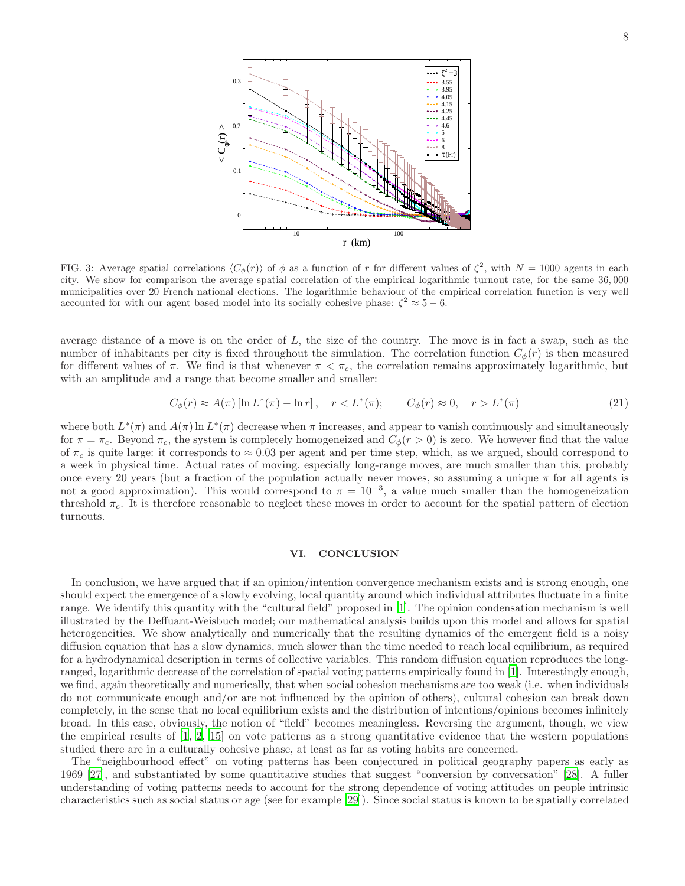FIG. 3: Average spatial correlations $\langle C_\phi(r) \rangle$ of $\phi$ as a function of $r$ for different values of $\zeta^2$, with $N = 1000$ agents in each city. We show for comparison the average spatial correlation of the empirical logarithmic turnout rate, for the same 36,000 municipalities over 20 French national elections. The logarithmic behaviour of the empirical correlation function is very well accounted for with our agent based model into its socially cohesive phase: $\zeta^2 \approx 5-6$.

average distance of a move is on the order of $L$, the size of the country. The move is in fact a swap, such as the number of inhabitants per city is fixed throughout the simulation. The correlation function $C_\phi(r)$ is then measured for different values of $\pi$. We find is that whenever $\pi < \pi_c$, the correlation remains approximately logarithmic, but with an amplitude and a range that become smaller and smaller:

$$C_\phi(r) \approx A(\pi) \left[\ln L^*(\pi) - \ln r\right], \quad r < L^*(\pi); \qquad C_\phi(r) \approx 0, \quad r > L^*(\pi) \tag{21}$$

where both $L^*(\pi)$ and $A(\pi) \ln L^*(\pi)$ decrease when $\pi$ increases, and appear to vanish continuously and simultaneously for $\pi = \pi_c$. Beyond $\pi_c$, the system is completely homogeneized and $C_\phi(r > 0)$ is zero. We however find that the value of $\pi_c$ is quite large: it corresponds to $\approx 0.03$ per agent and per time step, which, as we argued, should correspond to a week in physical time. Actual rates of moving, especially long-range moves, are much smaller than this, probably once every 20 years (but a fraction of the population actually never moves, so assuming a unique $\pi$ for all agents is not a good approximation). This would correspond to $\pi = 10^{-3}$, a value much smaller than the homogeneization threshold $\pi_c$. It is therefore reasonable to neglect these moves in order to account for the spatial pattern of election turnouts.

## VI. CONCLUSION

In conclusion, we have argued that if an opinion/intention convergence mechanism exists and is strong enough, one should expect the emergence of a slowly evolving, local quantity around which individual attributes fluctuate in a finite range. We identify this quantity with the "cultural field" proposed in [1]. The opinion condensation mechanism is well illustrated by the Deffuant-Weisbuch model; our mathematical analysis builds upon this model and allows for spatial heterogeneities. We show analytically and numerically that the resulting dynamics of the emergent field is a noisy diffusion equation that has a slow dynamics, much slower than the time needed to reach local equilibrium, as required for a hydrodynamical description in terms of collective variables. This random diffusion equation reproduces the long-ranged, logarithmic decrease of the correlation of spatial voting patterns empirically found in [1]. Interestingly enough, we find, again theoretically and numerically, that when social cohesion mechanisms are too weak (i.e. when individuals do not communicate enough and/or are not influenced by the opinion of others), cultural cohesion can break down completely, in the sense that no local equilibrium exists and the distribution of intentions/opinions becomes infinitely broad. In this case, obviously, the notion of "field" becomes meaningless. Reversing the argument, though, we view the empirical results of [1, 2, 15] on vote patterns as a strong quantitative evidence that the western populations studied there are in a culturally cohesive phase, at least as far as voting habits are concerned.

The "neighbourhood effect" on voting patterns has been conjectured in political geography papers as early as 1969 [27], and substantiated by some quantitative studies that suggest "conversion by conversation" [28]. A fuller understanding of voting patterns needs to account for the strong dependence of voting attitudes on people intrinsic characteristics such as social status or age (see for example [29]). Since social status is known to be spatially correlated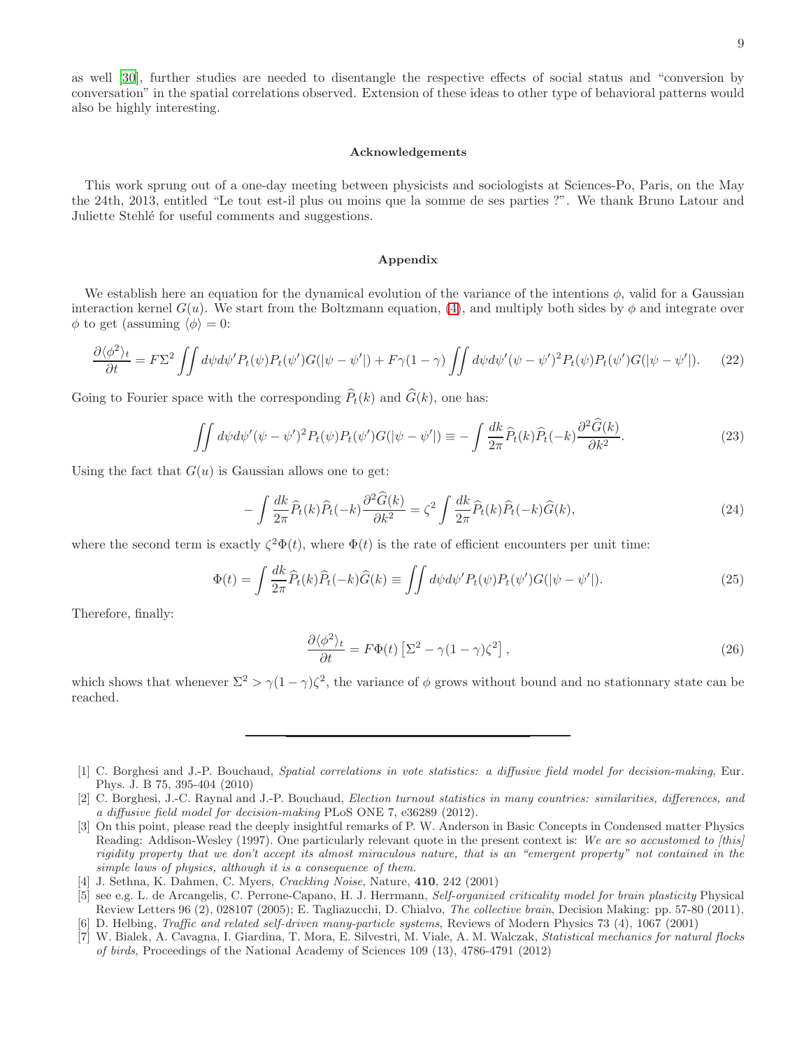as well [30], further studies are needed to disentangle the respective effects of social status and "conversion by conversation" in the spatial correlations observed. Extension of these ideas to other type of behavioral patterns would also be highly interesting.

### Acknowledgements

This work sprung out of a one-day meeting between physicists and sociologists at Sciences-Po, Paris, on the May the 24th, 2013, entitled "Le tout est-il plus ou moins que la somme de ses parties ?". We thank Bruno Latour and Juliette Stehlé for useful comments and suggestions.

### Appendix

We establish here an equation for the dynamical evolution of the variance of the intentions $\phi$, valid for a Gaussian interaction kernel $G(u)$. We start from the Boltzmann equation, (4), and multiply both sides by $\phi$ and integrate over $\phi$ to get (assuming $\langle \phi \rangle = 0$:

$$\frac{\partial \langle \phi^2 \rangle_t}{\partial t} = F\Sigma^2 \iint d\psi d\psi' P_t(\psi) P_t(\psi') G(|\psi - \psi'|) + F\gamma(1-\gamma) \iint d\psi d\psi' (\psi - \psi')^2 P_t(\psi) P_t(\psi') G(|\psi - \psi'|). \tag{22}$$

Going to Fourier space with the corresponding $\widehat{P}_t(k)$ and $\widehat{G}(k)$, one has:

$$\iint d\psi d\psi' (\psi - \psi')^2 P_t(\psi) P_t(\psi') G(|\psi - \psi'|) \equiv - \int \frac{dk}{2\pi} \widehat{P}_t(k) \widehat{P}_t(-k) \frac{\partial^2 \widehat{G}(k)}{\partial k^2}. \tag{23}$$

Using the fact that $G(u)$ is Gaussian allows one to get:

$$- \int \frac{dk}{2\pi} \widehat{P}_t(k) \widehat{P}_t(-k) \frac{\partial^2 \widehat{G}(k)}{\partial k^2} = \zeta^2 \int \frac{dk}{2\pi} \widehat{P}_t(k) \widehat{P}_t(-k) \widehat{G}(k), \tag{24}$$

where the second term is exactly $\zeta^2 \Phi(t)$, where $\Phi(t)$ is the rate of efficient encounters per unit time:

$$\Phi(t) = \int \frac{dk}{2\pi} \widehat{P}_t(k) \widehat{P}_t(-k) \widehat{G}(k) \equiv \iint d\psi d\psi' P_t(\psi) P_t(\psi') G(|\psi - \psi'|). \tag{25}$$

Therefore, finally:

$$\frac{\partial \langle \phi^2 \rangle_t}{\partial t} = F\Phi(t) \left[ \Sigma^2 - \gamma(1-\gamma)\zeta^2 \right], \tag{26}$$

which shows that whenever $\Sigma^2 > \gamma(1-\gamma)\zeta^2$, the variance of $\phi$ grows without bound and no stationnary state can be reached.

---

[1] C. Borghesi and J.-P. Bouchaud, *Spatial correlations in vote statistics: a diffusive field model for decision-making*, Eur. Phys. J. B 75, 395-404 (2010)

[2] C. Borghesi, J.-C. Raynal and J.-P. Bouchaud, *Election turnout statistics in many countries: similarities, differences, and a diffusive field model for decision-making* PLoS ONE 7, e36289 (2012).

[3] On this point, please read the deeply insightful remarks of P. W. Anderson in Basic Concepts in Condensed matter Physics Reading: Addison-Wesley (1997). One particularly relevant quote in the present context is: *We are so accustomed to [this] rigidity property that we don't accept its almost miraculous nature, that is an "emergent property" not contained in the simple laws of physics, although it is a consequence of them.*

[4] J. Sethna, K. Dahmen, C. Myers, *Crackling Noise*, Nature, **410**, 242 (2001)

[5] see e.g. L. de Arcangelis, C. Perrone-Capano, H. J. Herrmann, *Self-organized criticality model for brain plasticity* Physical Review Letters 96 (2), 028107 (2005); E. Tagliazucchi, D. Chialvo, *The collective brain*, Decision Making: pp. 57-80 (2011),

[6] D. Helbing, *Traffic and related self-driven many-particle systems*, Reviews of Modern Physics 73 (4), 1067 (2001)

[7] W. Bialek, A. Cavagna, I. Giardina, T. Mora, E. Silvestri, M. Viale, A. M. Walczak, *Statistical mechanics for natural flocks of birds*, Proceedings of the National Academy of Sciences 109 (13), 4786-4791 (2012)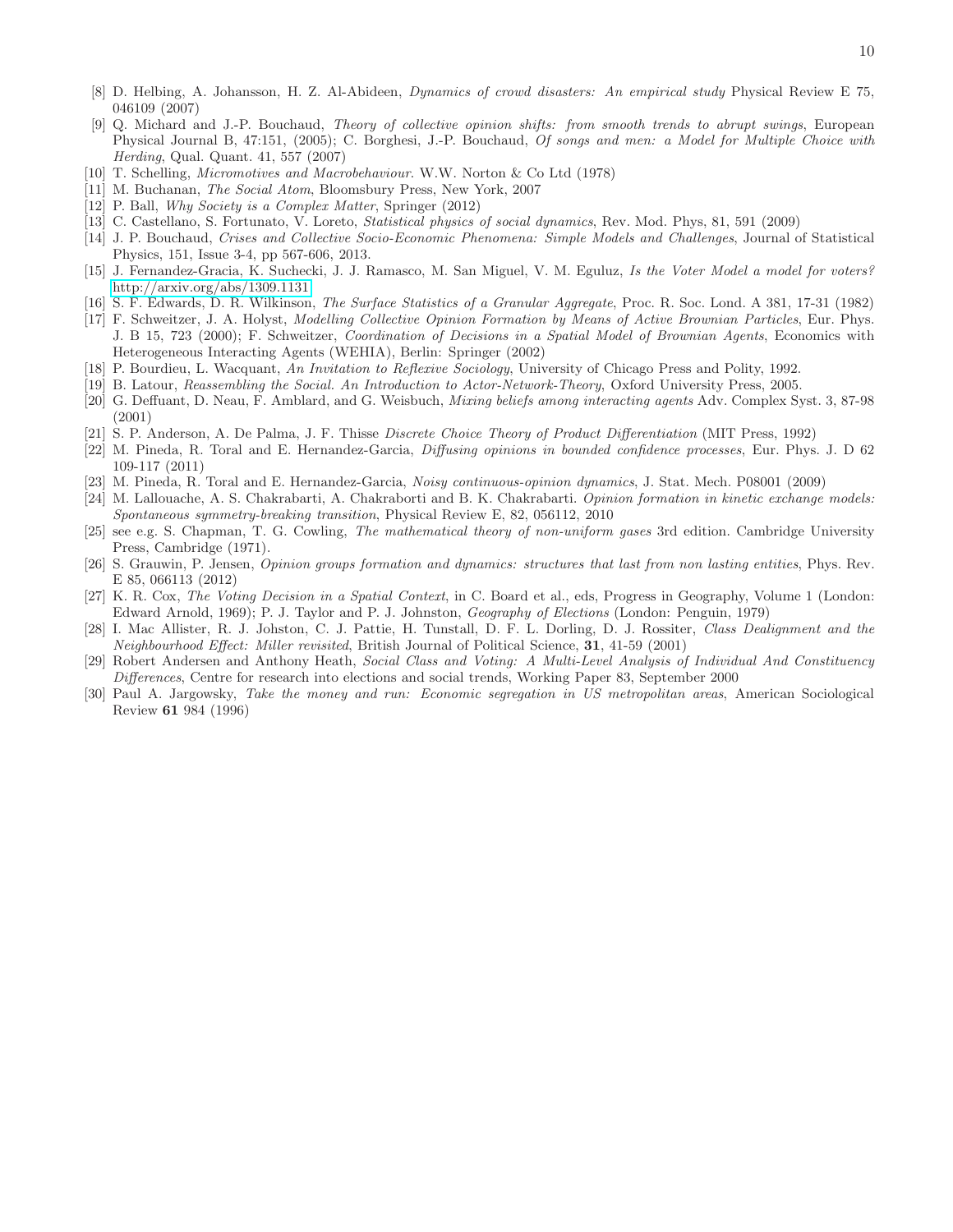[8] D. Helbing, A. Johansson, H. Z. Al-Abideen, *Dynamics of crowd disasters: An empirical study* Physical Review E 75, 046109 (2007)

[9] Q. Michard and J.-P. Bouchaud, *Theory of collective opinion shifts: from smooth trends to abrupt swings*, European Physical Journal B, 47:151, (2005); C. Borghesi, J.-P. Bouchaud, *Of songs and men: a Model for Multiple Choice with Herding*, Qual. Quant. 41, 557 (2007)

[10] T. Schelling, *Micromotives and Macrobehaviour*. W.W. Norton & Co Ltd (1978)

[11] M. Buchanan, *The Social Atom*, Bloomsbury Press, New York, 2007

[12] P. Ball, *Why Society is a Complex Matter*, Springer (2012)

[13] C. Castellano, S. Fortunato, V. Loreto, *Statistical physics of social dynamics*, Rev. Mod. Phys, 81, 591 (2009)

[14] J. P. Bouchaud, *Crises and Collective Socio-Economic Phenomena: Simple Models and Challenges*, Journal of Statistical Physics, 151, Issue 3-4, pp 567-606, 2013.

[15] J. Fernandez-Gracia, K. Suchecki, J. J. Ramasco, M. San Miguel, V. M. Eguluz, *Is the Voter Model a model for voters?* http://arxiv.org/abs/1309.1131

[16] S. F. Edwards, D. R. Wilkinson, *The Surface Statistics of a Granular Aggregate*, Proc. R. Soc. Lond. A 381, 17-31 (1982)

[17] F. Schweitzer, J. A. Holyst, *Modelling Collective Opinion Formation by Means of Active Brownian Particles*, Eur. Phys. J. B 15, 723 (2000); F. Schweitzer, *Coordination of Decisions in a Spatial Model of Brownian Agents*, Economics with Heterogeneous Interacting Agents (WEHIA), Berlin: Springer (2002)

[18] P. Bourdieu, L. Wacquant, *An Invitation to Reflexive Sociology*, University of Chicago Press and Polity, 1992.

[19] B. Latour, *Reassembling the Social. An Introduction to Actor-Network-Theory*, Oxford University Press, 2005.

[20] G. Deffuant, D. Neau, F. Amblard, and G. Weisbuch, *Mixing beliefs among interacting agents* Adv. Complex Syst. 3, 87-98 (2001)

[21] S. P. Anderson, A. De Palma, J. F. Thisse *Discrete Choice Theory of Product Differentiation* (MIT Press, 1992)

[22] M. Pineda, R. Toral and E. Hernandez-Garcia, *Diffusing opinions in bounded confidence processes*, Eur. Phys. J. D 62 109-117 (2011)

[23] M. Pineda, R. Toral and E. Hernandez-Garcia, *Noisy continuous-opinion dynamics*, J. Stat. Mech. P08001 (2009)

[24] M. Lallouache, A. S. Chakrabarti, A. Chakraborti and B. K. Chakrabarti. *Opinion formation in kinetic exchange models: Spontaneous symmetry-breaking transition*, Physical Review E, 82, 056112, 2010

[25] see e.g. S. Chapman, T. G. Cowling, *The mathematical theory of non-uniform gases* 3rd edition. Cambridge University Press, Cambridge (1971).

[26] S. Grauwin, P. Jensen, *Opinion groups formation and dynamics: structures that last from non lasting entities*, Phys. Rev. E 85, 066113 (2012)

[27] K. R. Cox, *The Voting Decision in a Spatial Context*, in C. Board et al., eds, Progress in Geography, Volume 1 (London: Edward Arnold, 1969); P. J. Taylor and P. J. Johnston, *Geography of Elections* (London: Penguin, 1979)

[28] I. Mac Allister, R. J. Johston, C. J. Pattie, H. Tunstall, D. F. L. Dorling, D. J. Rossiter, *Class Dealignment and the Neighbourhood Effect: Miller revisited*, British Journal of Political Science, **31**, 41-59 (2001)

[29] Robert Andersen and Anthony Heath, *Social Class and Voting: A Multi-Level Analysis of Individual And Constituency Differences*, Centre for research into elections and social trends, Working Paper 83, September 2000

[30] Paul A. Jargowsky, *Take the money and run: Economic segregation in US metropolitan areas*, American Sociological Review **61** 984 (1996)